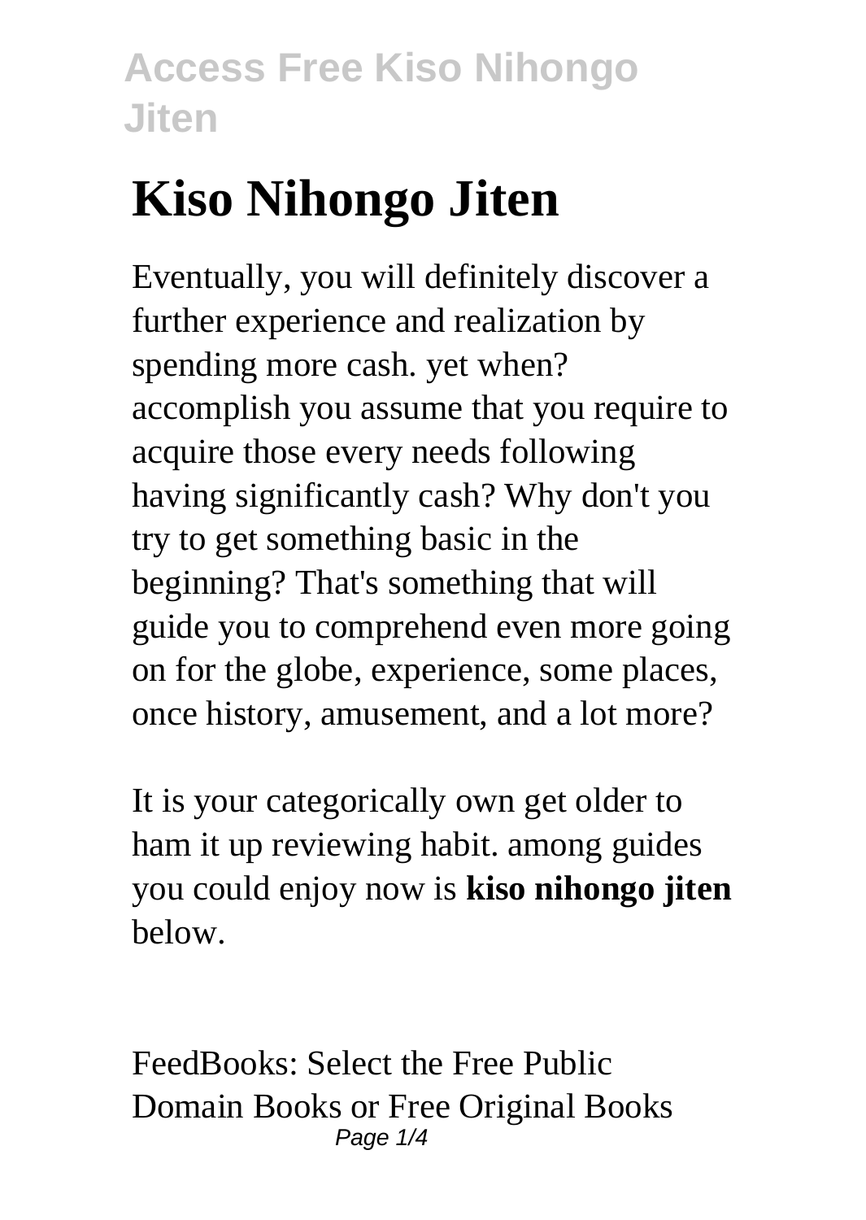# Kiso Nihongo Jiten

Eventually, you will definitely discover a further experience and realization by spending more cash. yet when? accomplish you assume that you require to acquire those every needs following having significantly cash? Why don't you try to get something basic in the beginning? That's something that will guide you to comprehend even more going on for the globe, experience, some places, once history, amusement, and a lot more?

It is your categorically own get older to ham it up reviewing habit. among guides you could enjoy now is **kiso nihongo jiten** below.

FeedBooks: Select the Free Public Domain Books or Free Original Books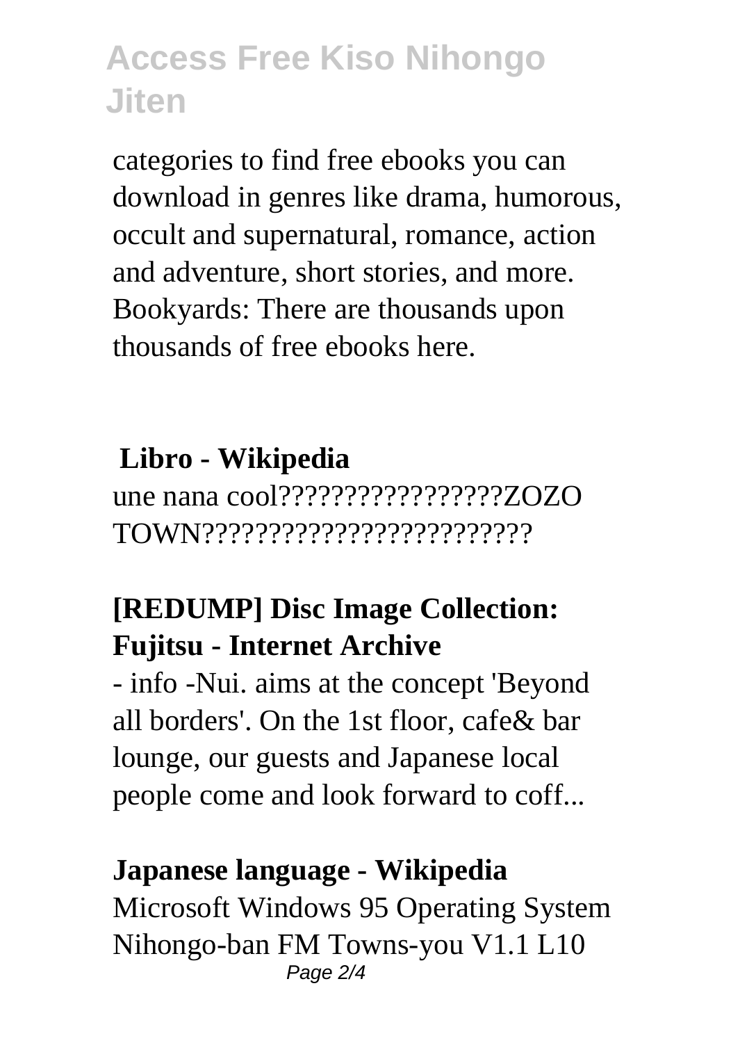categories to find free ebooks you can download in genres like drama, humorous, occult and supernatural, romance, action and adventure, short stories, and more. Bookyards: There are thousands upon thousands of free ebooks here.

## Libro - Wikipedia

une nana cool?????????????????ZOZO TOWN??????????????????????????

## [REDUMP] Disc Image Collection: Fujitsu - Internet Archive

- info -Nui. aims at the concept 'Beyond all borders'. On the 1st floor, cafe& bar lounge, our guests and Japanese local people come and look forward to coff...

## Japanese language - Wikipedia

Microsoft Windows 95 Operating System Nihongo-ban FM Towns-you V1.1 L10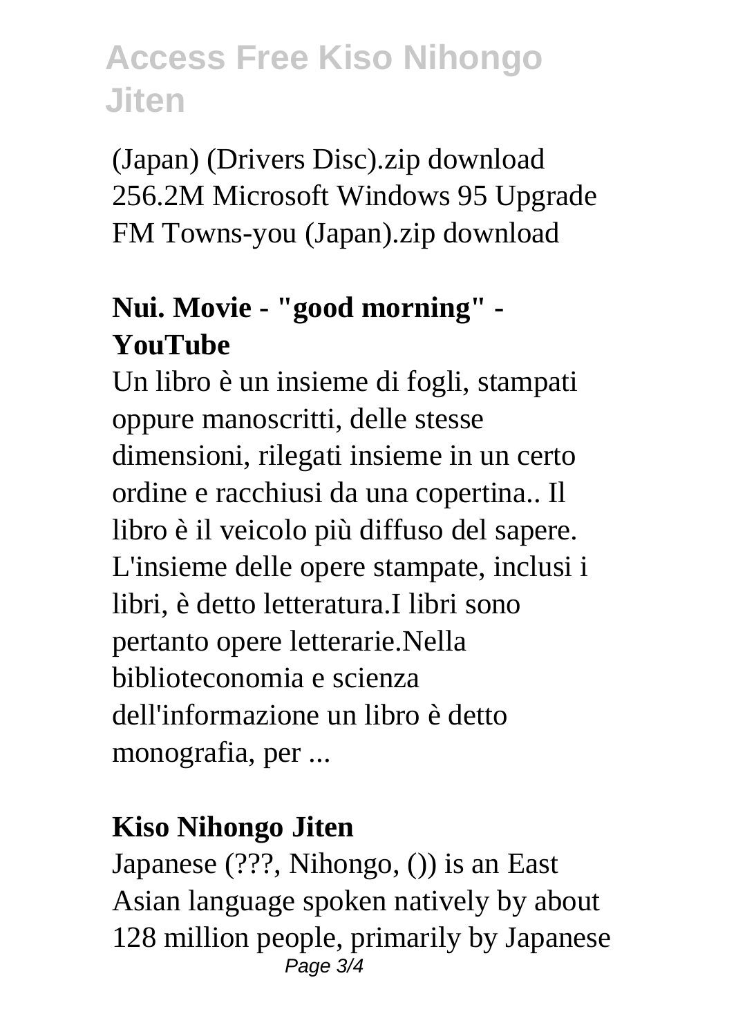(Japan) (Drivers Disc).zip download 256.2M Microsoft Windows 95 Upgrade FM Towns-you (Japan).zip download

### Nui. Movie - "good morning" - YouTube

Un libro è un insieme di fogli, stampati oppure manoscritti, delle stesse dimensioni, rilegati insieme in un certo ordine e racchiusi da una copertina.. Il libro è il veicolo più diffuso del sapere. L'insieme delle opere stampate, inclusi i libri, è detto letteratura.I libri sono pertanto opere letterarie.Nella biblioteconomia e scienza dell'informazione un libro è detto monografia, per ...

### Kiso Nihongo Jiten

Japanese (???, Nihongo, ()) is an East Asian language spoken natively by about 128 million people, primarily by Japanese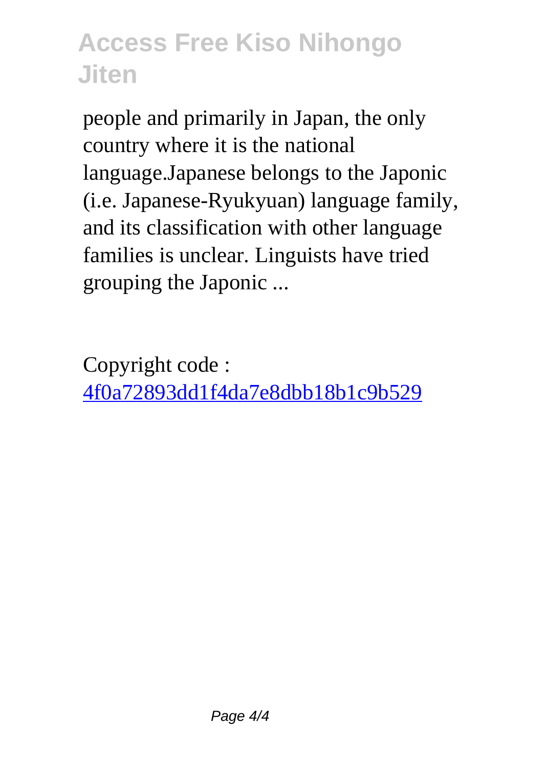people and primarily in Japan, the only country where it is the national language.Japanese belongs to the Japonic (i.e. Japanese-Ryukyuan) language family, and its classification with other language families is unclear. Linguists have tried grouping the Japonic ...

Copyright code : 4f0a72893dd1f4da7e8dbb18b1c9b529